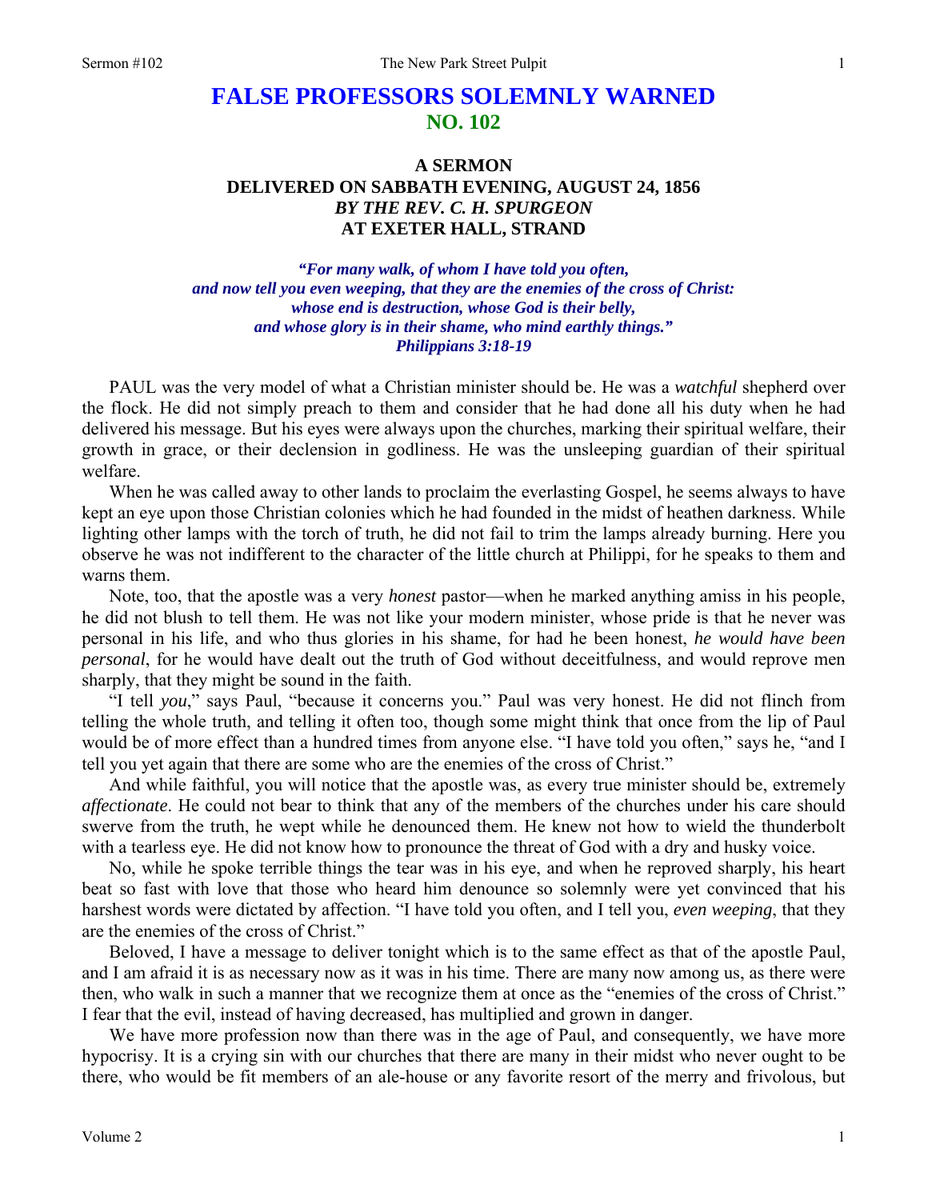# FALSE PROFESSORS SOLEMNLY WARNED
## NO. 102

### A SERMON
### DELIVERED ON SABBATH EVENING, AUGUST 24, 1856
### *BY THE REV. C. H. SPURGEON*
### AT EXETER HALL, STRAND

***"For many walk, of whom I have told you often,***
***and now tell you even weeping, that they are the enemies of the cross of Christ:***
***whose end is destruction, whose God is their belly,***
***and whose glory is in their shame, who mind earthly things."***
***Philippians 3:18-19***

PAUL was the very model of what a Christian minister should be. He was a *watchful* shepherd over the flock. He did not simply preach to them and consider that he had done all his duty when he had delivered his message. But his eyes were always upon the churches, marking their spiritual welfare, their growth in grace, or their declension in godliness. He was the unsleeping guardian of their spiritual welfare.

When he was called away to other lands to proclaim the everlasting Gospel, he seems always to have kept an eye upon those Christian colonies which he had founded in the midst of heathen darkness. While lighting other lamps with the torch of truth, he did not fail to trim the lamps already burning. Here you observe he was not indifferent to the character of the little church at Philippi, for he speaks to them and warns them.

Note, too, that the apostle was a very *honest* pastor—when he marked anything amiss in his people, he did not blush to tell them. He was not like your modern minister, whose pride is that he never was personal in his life, and who thus glories in his shame, for had he been honest, *he would have been personal*, for he would have dealt out the truth of God without deceitfulness, and would reprove men sharply, that they might be sound in the faith.

"I tell *you*," says Paul, "because it concerns you." Paul was very honest. He did not flinch from telling the whole truth, and telling it often too, though some might think that once from the lip of Paul would be of more effect than a hundred times from anyone else. "I have told you often," says he, "and I tell you yet again that there are some who are the enemies of the cross of Christ."

And while faithful, you will notice that the apostle was, as every true minister should be, extremely *affectionate*. He could not bear to think that any of the members of the churches under his care should swerve from the truth, he wept while he denounced them. He knew not how to wield the thunderbolt with a tearless eye. He did not know how to pronounce the threat of God with a dry and husky voice.

No, while he spoke terrible things the tear was in his eye, and when he reproved sharply, his heart beat so fast with love that those who heard him denounce so solemnly were yet convinced that his harshest words were dictated by affection. "I have told you often, and I tell you, *even weeping*, that they are the enemies of the cross of Christ."

Beloved, I have a message to deliver tonight which is to the same effect as that of the apostle Paul, and I am afraid it is as necessary now as it was in his time. There are many now among us, as there were then, who walk in such a manner that we recognize them at once as the "enemies of the cross of Christ." I fear that the evil, instead of having decreased, has multiplied and grown in danger.

We have more profession now than there was in the age of Paul, and consequently, we have more hypocrisy. It is a crying sin with our churches that there are many in their midst who never ought to be there, who would be fit members of an ale-house or any favorite resort of the merry and frivolous, but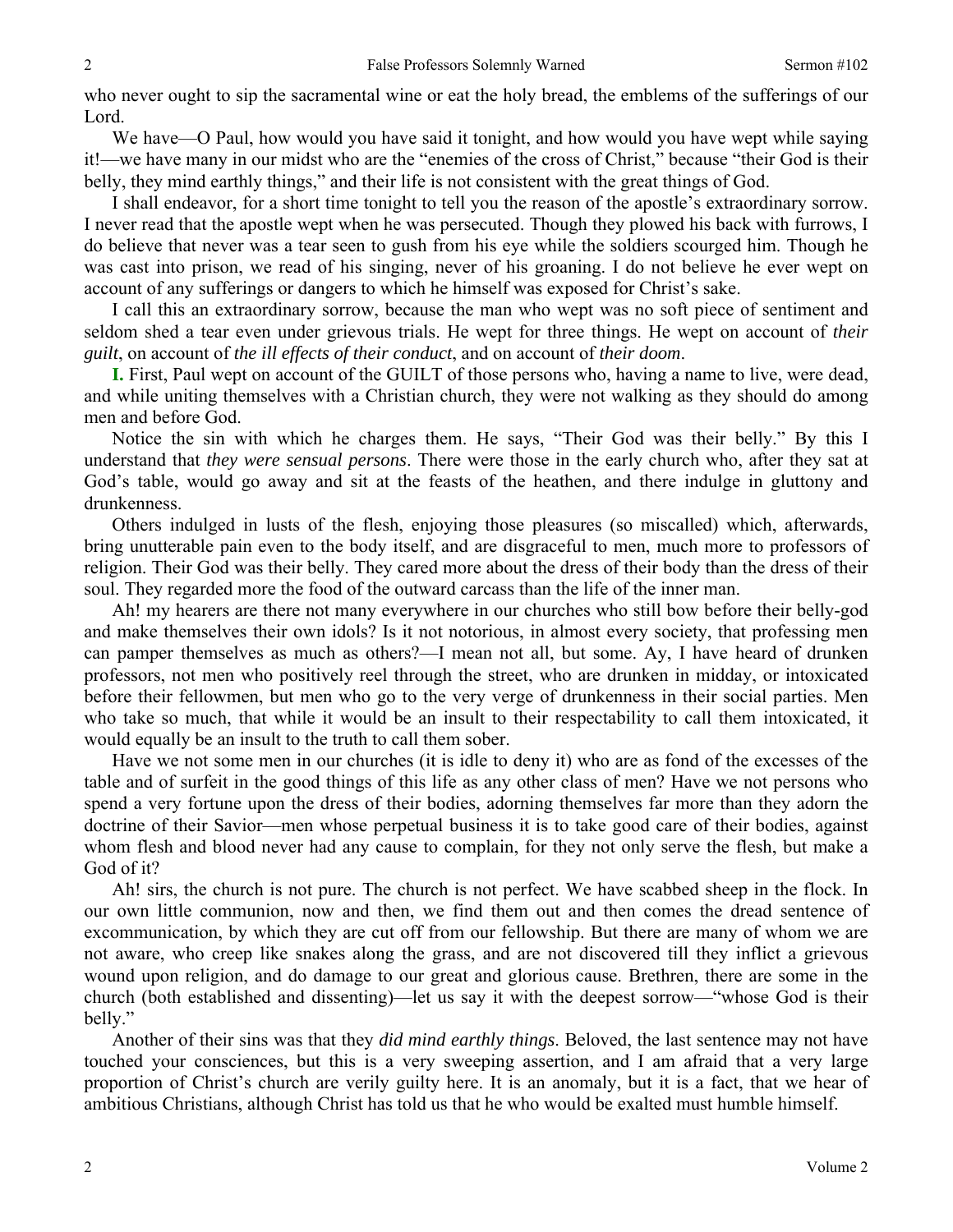who never ought to sip the sacramental wine or eat the holy bread, the emblems of the sufferings of our Lord.

We have—O Paul, how would you have said it tonight, and how would you have wept while saying it!—we have many in our midst who are the "enemies of the cross of Christ," because "their God is their belly, they mind earthly things," and their life is not consistent with the great things of God.

I shall endeavor, for a short time tonight to tell you the reason of the apostle's extraordinary sorrow. I never read that the apostle wept when he was persecuted. Though they plowed his back with furrows, I do believe that never was a tear seen to gush from his eye while the soldiers scourged him. Though he was cast into prison, we read of his singing, never of his groaning. I do not believe he ever wept on account of any sufferings or dangers to which he himself was exposed for Christ's sake.

I call this an extraordinary sorrow, because the man who wept was no soft piece of sentiment and seldom shed a tear even under grievous trials. He wept for three things. He wept on account of *their guilt*, on account of *the ill effects of their conduct*, and on account of *their doom*.

**I.** First, Paul wept on account of the GUILT of those persons who, having a name to live, were dead, and while uniting themselves with a Christian church, they were not walking as they should do among men and before God.

Notice the sin with which he charges them. He says, "Their God was their belly." By this I understand that *they were sensual persons*. There were those in the early church who, after they sat at God's table, would go away and sit at the feasts of the heathen, and there indulge in gluttony and drunkenness.

Others indulged in lusts of the flesh, enjoying those pleasures (so miscalled) which, afterwards, bring unutterable pain even to the body itself, and are disgraceful to men, much more to professors of religion. Their God was their belly. They cared more about the dress of their body than the dress of their soul. They regarded more the food of the outward carcass than the life of the inner man.

Ah! my hearers are there not many everywhere in our churches who still bow before their belly-god and make themselves their own idols? Is it not notorious, in almost every society, that professing men can pamper themselves as much as others?—I mean not all, but some. Ay, I have heard of drunken professors, not men who positively reel through the street, who are drunken in midday, or intoxicated before their fellowmen, but men who go to the very verge of drunkenness in their social parties. Men who take so much, that while it would be an insult to their respectability to call them intoxicated, it would equally be an insult to the truth to call them sober.

Have we not some men in our churches (it is idle to deny it) who are as fond of the excesses of the table and of surfeit in the good things of this life as any other class of men? Have we not persons who spend a very fortune upon the dress of their bodies, adorning themselves far more than they adorn the doctrine of their Savior—men whose perpetual business it is to take good care of their bodies, against whom flesh and blood never had any cause to complain, for they not only serve the flesh, but make a God of it?

Ah! sirs, the church is not pure. The church is not perfect. We have scabbed sheep in the flock. In our own little communion, now and then, we find them out and then comes the dread sentence of excommunication, by which they are cut off from our fellowship. But there are many of whom we are not aware, who creep like snakes along the grass, and are not discovered till they inflict a grievous wound upon religion, and do damage to our great and glorious cause. Brethren, there are some in the church (both established and dissenting)—let us say it with the deepest sorrow—"whose God is their belly."

Another of their sins was that they *did mind earthly things*. Beloved, the last sentence may not have touched your consciences, but this is a very sweeping assertion, and I am afraid that a very large proportion of Christ's church are verily guilty here. It is an anomaly, but it is a fact, that we hear of ambitious Christians, although Christ has told us that he who would be exalted must humble himself.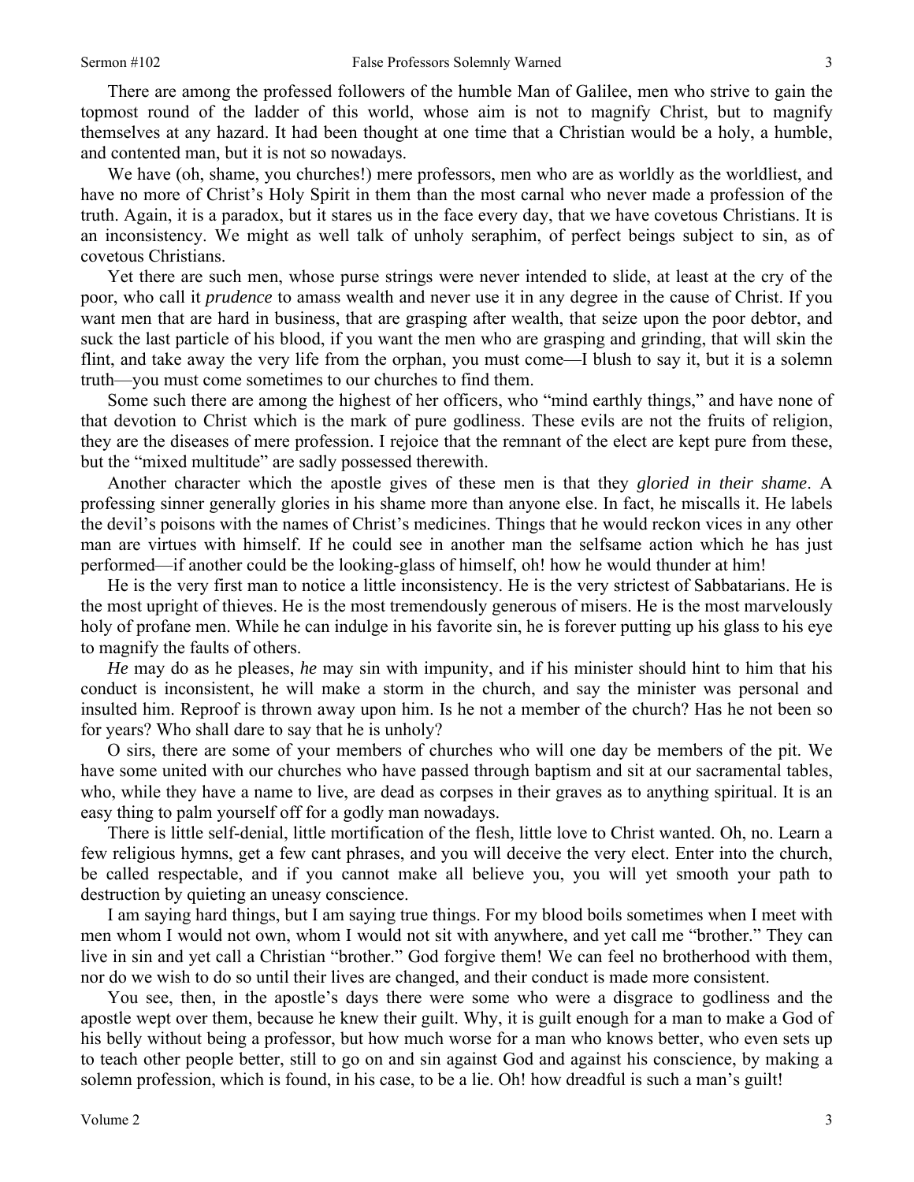There are among the professed followers of the humble Man of Galilee, men who strive to gain the topmost round of the ladder of this world, whose aim is not to magnify Christ, but to magnify themselves at any hazard. It had been thought at one time that a Christian would be a holy, a humble, and contented man, but it is not so nowadays.

We have (oh, shame, you churches!) mere professors, men who are as worldly as the worldliest, and have no more of Christ's Holy Spirit in them than the most carnal who never made a profession of the truth. Again, it is a paradox, but it stares us in the face every day, that we have covetous Christians. It is an inconsistency. We might as well talk of unholy seraphim, of perfect beings subject to sin, as of covetous Christians.

Yet there are such men, whose purse strings were never intended to slide, at least at the cry of the poor, who call it *prudence* to amass wealth and never use it in any degree in the cause of Christ. If you want men that are hard in business, that are grasping after wealth, that seize upon the poor debtor, and suck the last particle of his blood, if you want the men who are grasping and grinding, that will skin the flint, and take away the very life from the orphan, you must come—I blush to say it, but it is a solemn truth—you must come sometimes to our churches to find them.

Some such there are among the highest of her officers, who "mind earthly things," and have none of that devotion to Christ which is the mark of pure godliness. These evils are not the fruits of religion, they are the diseases of mere profession. I rejoice that the remnant of the elect are kept pure from these, but the "mixed multitude" are sadly possessed therewith.

Another character which the apostle gives of these men is that they *gloried in their shame*. A professing sinner generally glories in his shame more than anyone else. In fact, he miscalls it. He labels the devil's poisons with the names of Christ's medicines. Things that he would reckon vices in any other man are virtues with himself. If he could see in another man the selfsame action which he has just performed—if another could be the looking-glass of himself, oh! how he would thunder at him!

He is the very first man to notice a little inconsistency. He is the very strictest of Sabbatarians. He is the most upright of thieves. He is the most tremendously generous of misers. He is the most marvelously holy of profane men. While he can indulge in his favorite sin, he is forever putting up his glass to his eye to magnify the faults of others.

*He* may do as he pleases, *he* may sin with impunity, and if his minister should hint to him that his conduct is inconsistent, he will make a storm in the church, and say the minister was personal and insulted him. Reproof is thrown away upon him. Is he not a member of the church? Has he not been so for years? Who shall dare to say that he is unholy?

O sirs, there are some of your members of churches who will one day be members of the pit. We have some united with our churches who have passed through baptism and sit at our sacramental tables, who, while they have a name to live, are dead as corpses in their graves as to anything spiritual. It is an easy thing to palm yourself off for a godly man nowadays.

There is little self-denial, little mortification of the flesh, little love to Christ wanted. Oh, no. Learn a few religious hymns, get a few cant phrases, and you will deceive the very elect. Enter into the church, be called respectable, and if you cannot make all believe you, you will yet smooth your path to destruction by quieting an uneasy conscience.

I am saying hard things, but I am saying true things. For my blood boils sometimes when I meet with men whom I would not own, whom I would not sit with anywhere, and yet call me "brother." They can live in sin and yet call a Christian "brother." God forgive them! We can feel no brotherhood with them, nor do we wish to do so until their lives are changed, and their conduct is made more consistent.

You see, then, in the apostle's days there were some who were a disgrace to godliness and the apostle wept over them, because he knew their guilt. Why, it is guilt enough for a man to make a God of his belly without being a professor, but how much worse for a man who knows better, who even sets up to teach other people better, still to go on and sin against God and against his conscience, by making a solemn profession, which is found, in his case, to be a lie. Oh! how dreadful is such a man's guilt!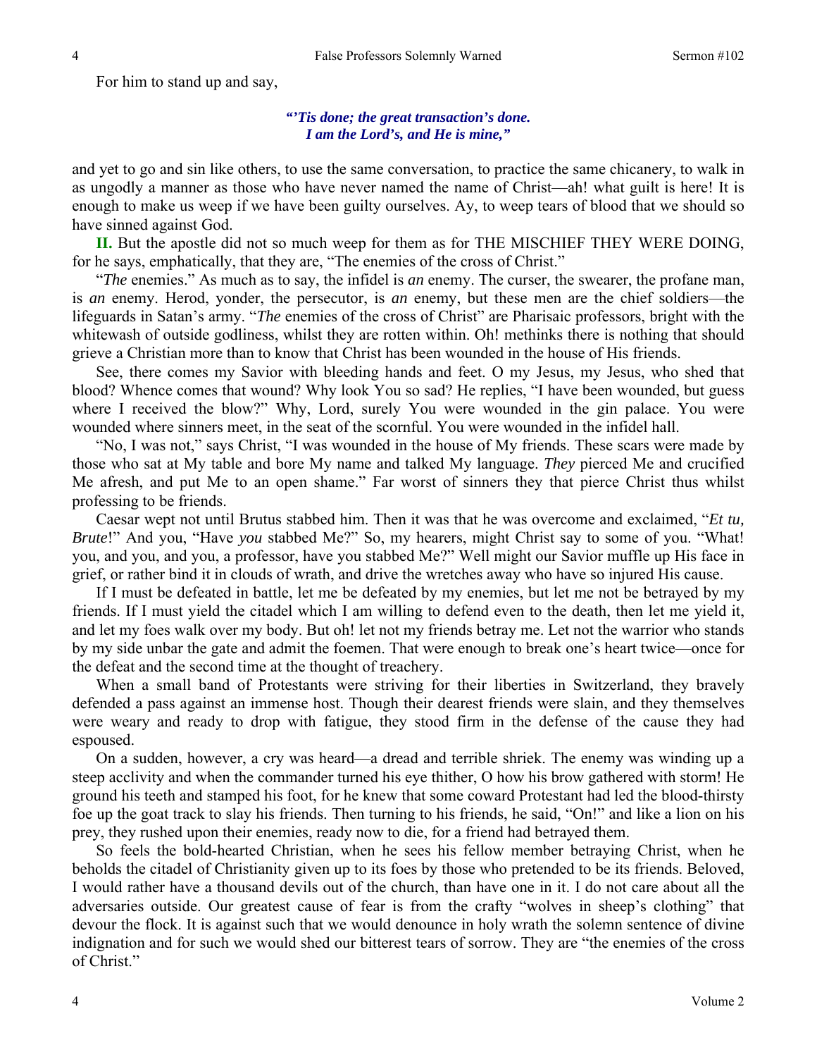For him to stand up and say,

> ***"'Tis done; the great transaction's done.***
> ***I am the Lord's, and He is mine,"***

and yet to go and sin like others, to use the same conversation, to practice the same chicanery, to walk in as ungodly a manner as those who have never named the name of Christ—ah! what guilt is here! It is enough to make us weep if we have been guilty ourselves. Ay, to weep tears of blood that we should so have sinned against God.

**II.** But the apostle did not so much weep for them as for THE MISCHIEF THEY WERE DOING, for he says, emphatically, that they are, "The enemies of the cross of Christ."

"*The* enemies." As much as to say, the infidel is *an* enemy. The curser, the swearer, the profane man, is *an* enemy. Herod, yonder, the persecutor, is *an* enemy, but these men are the chief soldiers—the lifeguards in Satan's army. "*The* enemies of the cross of Christ" are Pharisaic professors, bright with the whitewash of outside godliness, whilst they are rotten within. Oh! methinks there is nothing that should grieve a Christian more than to know that Christ has been wounded in the house of His friends.

See, there comes my Savior with bleeding hands and feet. O my Jesus, my Jesus, who shed that blood? Whence comes that wound? Why look You so sad? He replies, "I have been wounded, but guess where I received the blow?" Why, Lord, surely You were wounded in the gin palace. You were wounded where sinners meet, in the seat of the scornful. You were wounded in the infidel hall.

"No, I was not," says Christ, "I was wounded in the house of My friends. These scars were made by those who sat at My table and bore My name and talked My language. *They* pierced Me and crucified Me afresh, and put Me to an open shame." Far worst of sinners they that pierce Christ thus whilst professing to be friends.

Caesar wept not until Brutus stabbed him. Then it was that he was overcome and exclaimed, "*Et tu, Brute*!" And you, "Have *you* stabbed Me?" So, my hearers, might Christ say to some of you. "What! you, and you, and you, a professor, have you stabbed Me?" Well might our Savior muffle up His face in grief, or rather bind it in clouds of wrath, and drive the wretches away who have so injured His cause.

If I must be defeated in battle, let me be defeated by my enemies, but let me not be betrayed by my friends. If I must yield the citadel which I am willing to defend even to the death, then let me yield it, and let my foes walk over my body. But oh! let not my friends betray me. Let not the warrior who stands by my side unbar the gate and admit the foemen. That were enough to break one's heart twice—once for the defeat and the second time at the thought of treachery.

When a small band of Protestants were striving for their liberties in Switzerland, they bravely defended a pass against an immense host. Though their dearest friends were slain, and they themselves were weary and ready to drop with fatigue, they stood firm in the defense of the cause they had espoused.

On a sudden, however, a cry was heard—a dread and terrible shriek. The enemy was winding up a steep acclivity and when the commander turned his eye thither, O how his brow gathered with storm! He ground his teeth and stamped his foot, for he knew that some coward Protestant had led the blood-thirsty foe up the goat track to slay his friends. Then turning to his friends, he said, "On!" and like a lion on his prey, they rushed upon their enemies, ready now to die, for a friend had betrayed them.

So feels the bold-hearted Christian, when he sees his fellow member betraying Christ, when he beholds the citadel of Christianity given up to its foes by those who pretended to be its friends. Beloved, I would rather have a thousand devils out of the church, than have one in it. I do not care about all the adversaries outside. Our greatest cause of fear is from the crafty "wolves in sheep's clothing" that devour the flock. It is against such that we would denounce in holy wrath the solemn sentence of divine indignation and for such we would shed our bitterest tears of sorrow. They are "the enemies of the cross of Christ."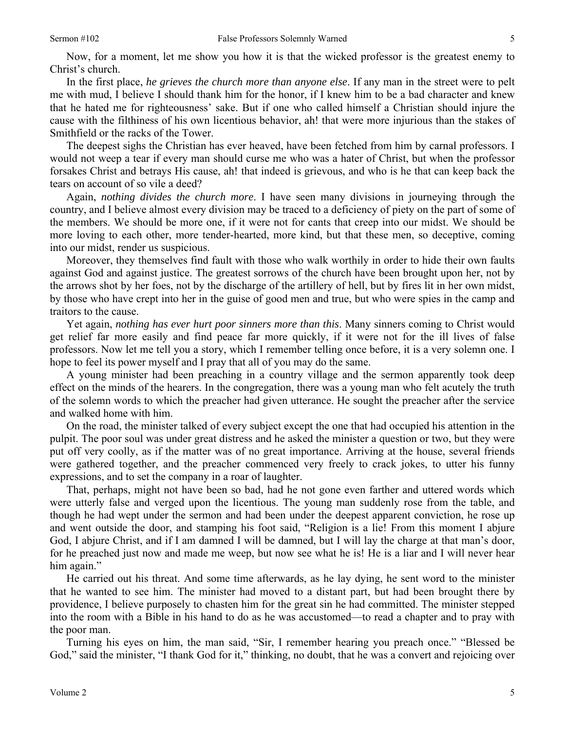Now, for a moment, let me show you how it is that the wicked professor is the greatest enemy to Christ's church.

In the first place, *he grieves the church more than anyone else*. If any man in the street were to pelt me with mud, I believe I should thank him for the honor, if I knew him to be a bad character and knew that he hated me for righteousness' sake. But if one who called himself a Christian should injure the cause with the filthiness of his own licentious behavior, ah! that were more injurious than the stakes of Smithfield or the racks of the Tower.

The deepest sighs the Christian has ever heaved, have been fetched from him by carnal professors. I would not weep a tear if every man should curse me who was a hater of Christ, but when the professor forsakes Christ and betrays His cause, ah! that indeed is grievous, and who is he that can keep back the tears on account of so vile a deed?

Again, *nothing divides the church more*. I have seen many divisions in journeying through the country, and I believe almost every division may be traced to a deficiency of piety on the part of some of the members. We should be more one, if it were not for cants that creep into our midst. We should be more loving to each other, more tender-hearted, more kind, but that these men, so deceptive, coming into our midst, render us suspicious.

Moreover, they themselves find fault with those who walk worthily in order to hide their own faults against God and against justice. The greatest sorrows of the church have been brought upon her, not by the arrows shot by her foes, not by the discharge of the artillery of hell, but by fires lit in her own midst, by those who have crept into her in the guise of good men and true, but who were spies in the camp and traitors to the cause.

Yet again, *nothing has ever hurt poor sinners more than this*. Many sinners coming to Christ would get relief far more easily and find peace far more quickly, if it were not for the ill lives of false professors. Now let me tell you a story, which I remember telling once before, it is a very solemn one. I hope to feel its power myself and I pray that all of you may do the same.

A young minister had been preaching in a country village and the sermon apparently took deep effect on the minds of the hearers. In the congregation, there was a young man who felt acutely the truth of the solemn words to which the preacher had given utterance. He sought the preacher after the service and walked home with him.

On the road, the minister talked of every subject except the one that had occupied his attention in the pulpit. The poor soul was under great distress and he asked the minister a question or two, but they were put off very coolly, as if the matter was of no great importance. Arriving at the house, several friends were gathered together, and the preacher commenced very freely to crack jokes, to utter his funny expressions, and to set the company in a roar of laughter.

That, perhaps, might not have been so bad, had he not gone even farther and uttered words which were utterly false and verged upon the licentious. The young man suddenly rose from the table, and though he had wept under the sermon and had been under the deepest apparent conviction, he rose up and went outside the door, and stamping his foot said, "Religion is a lie! From this moment I abjure God, I abjure Christ, and if I am damned I will be damned, but I will lay the charge at that man's door, for he preached just now and made me weep, but now see what he is! He is a liar and I will never hear him again."

He carried out his threat. And some time afterwards, as he lay dying, he sent word to the minister that he wanted to see him. The minister had moved to a distant part, but had been brought there by providence, I believe purposely to chasten him for the great sin he had committed. The minister stepped into the room with a Bible in his hand to do as he was accustomed—to read a chapter and to pray with the poor man.

Turning his eyes on him, the man said, "Sir, I remember hearing you preach once." "Blessed be God," said the minister, "I thank God for it," thinking, no doubt, that he was a convert and rejoicing over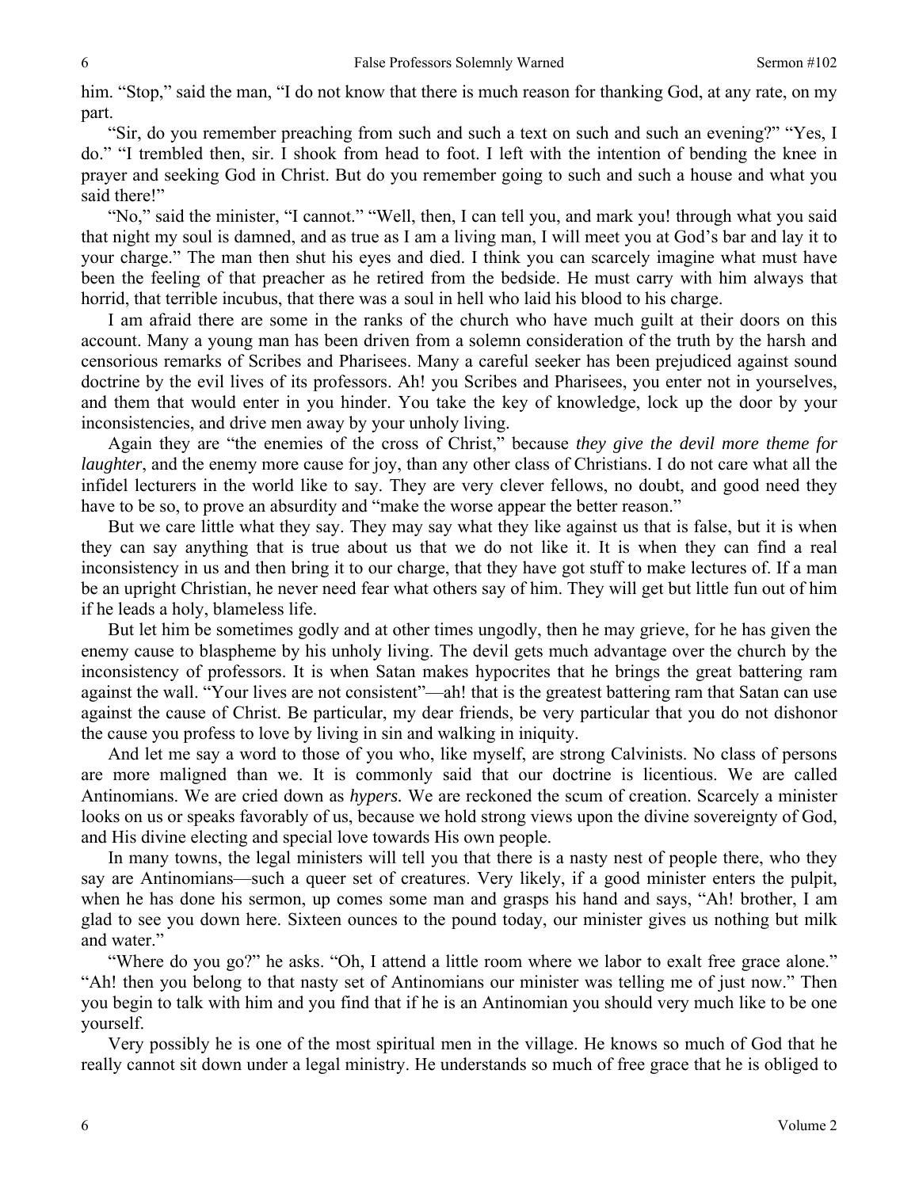him. "Stop," said the man, "I do not know that there is much reason for thanking God, at any rate, on my part.

"Sir, do you remember preaching from such and such a text on such and such an evening?" "Yes, I do." "I trembled then, sir. I shook from head to foot. I left with the intention of bending the knee in prayer and seeking God in Christ. But do you remember going to such and such a house and what you said there!"

"No," said the minister, "I cannot." "Well, then, I can tell you, and mark you! through what you said that night my soul is damned, and as true as I am a living man, I will meet you at God's bar and lay it to your charge." The man then shut his eyes and died. I think you can scarcely imagine what must have been the feeling of that preacher as he retired from the bedside. He must carry with him always that horrid, that terrible incubus, that there was a soul in hell who laid his blood to his charge.

I am afraid there are some in the ranks of the church who have much guilt at their doors on this account. Many a young man has been driven from a solemn consideration of the truth by the harsh and censorious remarks of Scribes and Pharisees. Many a careful seeker has been prejudiced against sound doctrine by the evil lives of its professors. Ah! you Scribes and Pharisees, you enter not in yourselves, and them that would enter in you hinder. You take the key of knowledge, lock up the door by your inconsistencies, and drive men away by your unholy living.

Again they are "the enemies of the cross of Christ," because *they give the devil more theme for laughter*, and the enemy more cause for joy, than any other class of Christians. I do not care what all the infidel lecturers in the world like to say. They are very clever fellows, no doubt, and good need they have to be so, to prove an absurdity and "make the worse appear the better reason."

But we care little what they say. They may say what they like against us that is false, but it is when they can say anything that is true about us that we do not like it. It is when they can find a real inconsistency in us and then bring it to our charge, that they have got stuff to make lectures of. If a man be an upright Christian, he never need fear what others say of him. They will get but little fun out of him if he leads a holy, blameless life.

But let him be sometimes godly and at other times ungodly, then he may grieve, for he has given the enemy cause to blaspheme by his unholy living. The devil gets much advantage over the church by the inconsistency of professors. It is when Satan makes hypocrites that he brings the great battering ram against the wall. "Your lives are not consistent"—ah! that is the greatest battering ram that Satan can use against the cause of Christ. Be particular, my dear friends, be very particular that you do not dishonor the cause you profess to love by living in sin and walking in iniquity.

And let me say a word to those of you who, like myself, are strong Calvinists. No class of persons are more maligned than we. It is commonly said that our doctrine is licentious. We are called Antinomians. We are cried down as *hypers.* We are reckoned the scum of creation. Scarcely a minister looks on us or speaks favorably of us, because we hold strong views upon the divine sovereignty of God, and His divine electing and special love towards His own people.

In many towns, the legal ministers will tell you that there is a nasty nest of people there, who they say are Antinomians—such a queer set of creatures. Very likely, if a good minister enters the pulpit, when he has done his sermon, up comes some man and grasps his hand and says, "Ah! brother, I am glad to see you down here. Sixteen ounces to the pound today, our minister gives us nothing but milk and water."

"Where do you go?" he asks. "Oh, I attend a little room where we labor to exalt free grace alone." "Ah! then you belong to that nasty set of Antinomians our minister was telling me of just now." Then you begin to talk with him and you find that if he is an Antinomian you should very much like to be one yourself.

Very possibly he is one of the most spiritual men in the village. He knows so much of God that he really cannot sit down under a legal ministry. He understands so much of free grace that he is obliged to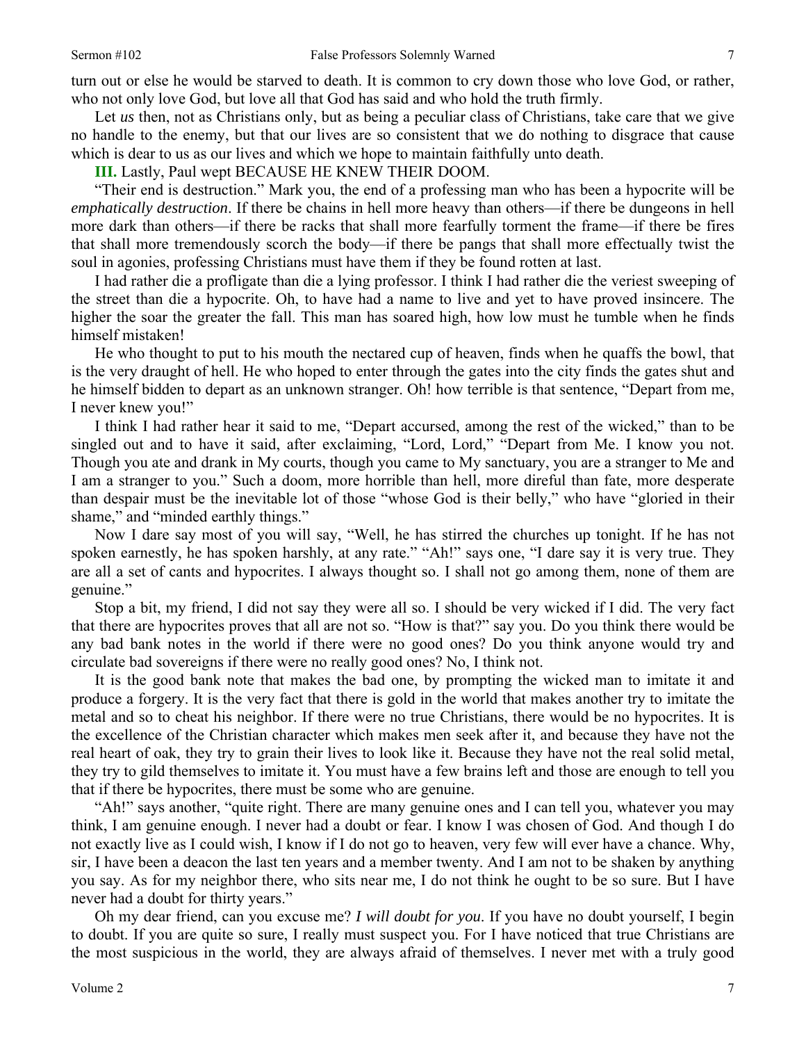turn out or else he would be starved to death. It is common to cry down those who love God, or rather, who not only love God, but love all that God has said and who hold the truth firmly.

Let *us* then, not as Christians only, but as being a peculiar class of Christians, take care that we give no handle to the enemy, but that our lives are so consistent that we do nothing to disgrace that cause which is dear to us as our lives and which we hope to maintain faithfully unto death.

**III.** Lastly, Paul wept BECAUSE HE KNEW THEIR DOOM.

"Their end is destruction." Mark you, the end of a professing man who has been a hypocrite will be *emphatically destruction*. If there be chains in hell more heavy than others—if there be dungeons in hell more dark than others—if there be racks that shall more fearfully torment the frame—if there be fires that shall more tremendously scorch the body—if there be pangs that shall more effectually twist the soul in agonies, professing Christians must have them if they be found rotten at last.

I had rather die a profligate than die a lying professor. I think I had rather die the veriest sweeping of the street than die a hypocrite. Oh, to have had a name to live and yet to have proved insincere. The higher the soar the greater the fall. This man has soared high, how low must he tumble when he finds himself mistaken!

He who thought to put to his mouth the nectared cup of heaven, finds when he quaffs the bowl, that is the very draught of hell. He who hoped to enter through the gates into the city finds the gates shut and he himself bidden to depart as an unknown stranger. Oh! how terrible is that sentence, "Depart from me, I never knew you!"

I think I had rather hear it said to me, "Depart accursed, among the rest of the wicked," than to be singled out and to have it said, after exclaiming, "Lord, Lord," "Depart from Me. I know you not. Though you ate and drank in My courts, though you came to My sanctuary, you are a stranger to Me and I am a stranger to you." Such a doom, more horrible than hell, more direful than fate, more desperate than despair must be the inevitable lot of those "whose God is their belly," who have "gloried in their shame," and "minded earthly things."

Now I dare say most of you will say, "Well, he has stirred the churches up tonight. If he has not spoken earnestly, he has spoken harshly, at any rate." "Ah!" says one, "I dare say it is very true. They are all a set of cants and hypocrites. I always thought so. I shall not go among them, none of them are genuine."

Stop a bit, my friend, I did not say they were all so. I should be very wicked if I did. The very fact that there are hypocrites proves that all are not so. "How is that?" say you. Do you think there would be any bad bank notes in the world if there were no good ones? Do you think anyone would try and circulate bad sovereigns if there were no really good ones? No, I think not.

It is the good bank note that makes the bad one, by prompting the wicked man to imitate it and produce a forgery. It is the very fact that there is gold in the world that makes another try to imitate the metal and so to cheat his neighbor. If there were no true Christians, there would be no hypocrites. It is the excellence of the Christian character which makes men seek after it, and because they have not the real heart of oak, they try to grain their lives to look like it. Because they have not the real solid metal, they try to gild themselves to imitate it. You must have a few brains left and those are enough to tell you that if there be hypocrites, there must be some who are genuine.

"Ah!" says another, "quite right. There are many genuine ones and I can tell you, whatever you may think, I am genuine enough. I never had a doubt or fear. I know I was chosen of God. And though I do not exactly live as I could wish, I know if I do not go to heaven, very few will ever have a chance. Why, sir, I have been a deacon the last ten years and a member twenty. And I am not to be shaken by anything you say. As for my neighbor there, who sits near me, I do not think he ought to be so sure. But I have never had a doubt for thirty years."

Oh my dear friend, can you excuse me? *I will doubt for you*. If you have no doubt yourself, I begin to doubt. If you are quite so sure, I really must suspect you. For I have noticed that true Christians are the most suspicious in the world, they are always afraid of themselves. I never met with a truly good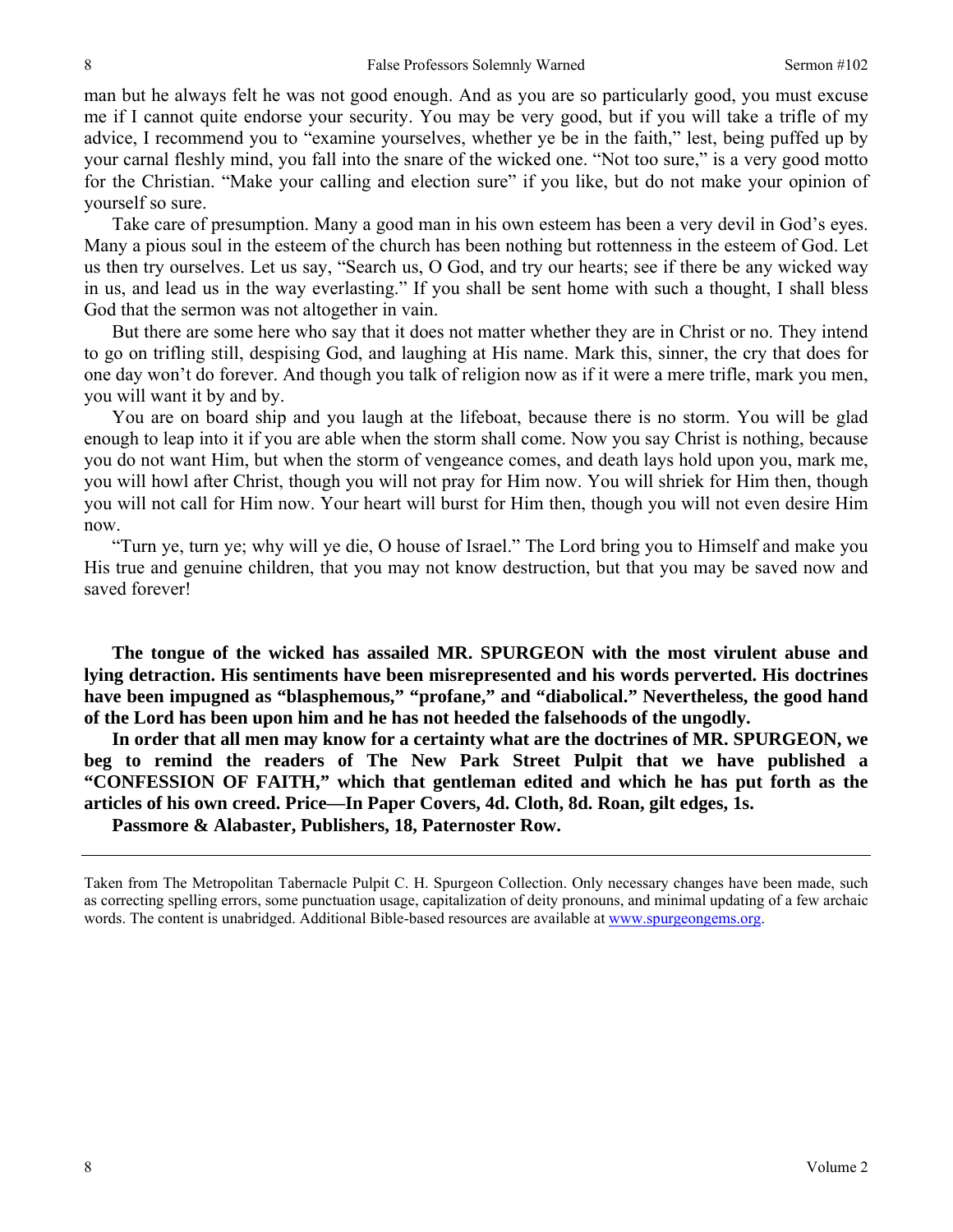man but he always felt he was not good enough. And as you are so particularly good, you must excuse me if I cannot quite endorse your security. You may be very good, but if you will take a trifle of my advice, I recommend you to "examine yourselves, whether ye be in the faith," lest, being puffed up by your carnal fleshly mind, you fall into the snare of the wicked one. "Not too sure," is a very good motto for the Christian. "Make your calling and election sure" if you like, but do not make your opinion of yourself so sure.

Take care of presumption. Many a good man in his own esteem has been a very devil in God's eyes. Many a pious soul in the esteem of the church has been nothing but rottenness in the esteem of God. Let us then try ourselves. Let us say, "Search us, O God, and try our hearts; see if there be any wicked way in us, and lead us in the way everlasting." If you shall be sent home with such a thought, I shall bless God that the sermon was not altogether in vain.

But there are some here who say that it does not matter whether they are in Christ or no. They intend to go on trifling still, despising God, and laughing at His name. Mark this, sinner, the cry that does for one day won't do forever. And though you talk of religion now as if it were a mere trifle, mark you men, you will want it by and by.

You are on board ship and you laugh at the lifeboat, because there is no storm. You will be glad enough to leap into it if you are able when the storm shall come. Now you say Christ is nothing, because you do not want Him, but when the storm of vengeance comes, and death lays hold upon you, mark me, you will howl after Christ, though you will not pray for Him now. You will shriek for Him then, though you will not call for Him now. Your heart will burst for Him then, though you will not even desire Him now.

"Turn ye, turn ye; why will ye die, O house of Israel." The Lord bring you to Himself and make you His true and genuine children, that you may not know destruction, but that you may be saved now and saved forever!

**The tongue of the wicked has assailed MR. SPURGEON with the most virulent abuse and lying detraction. His sentiments have been misrepresented and his words perverted. His doctrines have been impugned as "blasphemous," "profane," and "diabolical." Nevertheless, the good hand of the Lord has been upon him and he has not heeded the falsehoods of the ungodly.**

**In order that all men may know for a certainty what are the doctrines of MR. SPURGEON, we beg to remind the readers of The New Park Street Pulpit that we have published a "CONFESSION OF FAITH," which that gentleman edited and which he has put forth as the articles of his own creed. Price—In Paper Covers, 4d. Cloth, 8d. Roan, gilt edges, 1s.**

**Passmore & Alabaster, Publishers, 18, Paternoster Row.**

---

Taken from The Metropolitan Tabernacle Pulpit C. H. Spurgeon Collection. Only necessary changes have been made, such as correcting spelling errors, some punctuation usage, capitalization of deity pronouns, and minimal updating of a few archaic words. The content is unabridged. Additional Bible-based resources are available at www.spurgeongems.org.